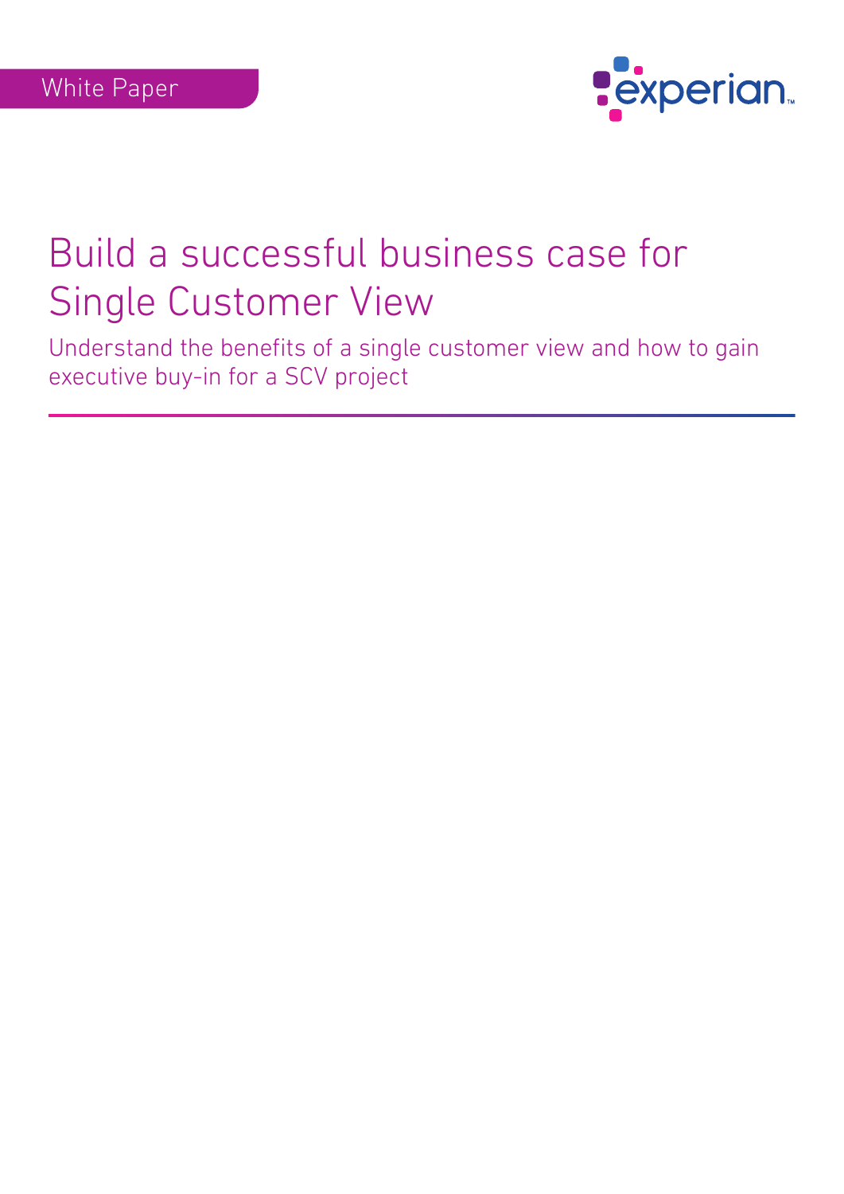White Paper

# Build a successful business case for Single Customer View

Understand the benefits of a single customer view and how to gain executive buy-in for a SCV project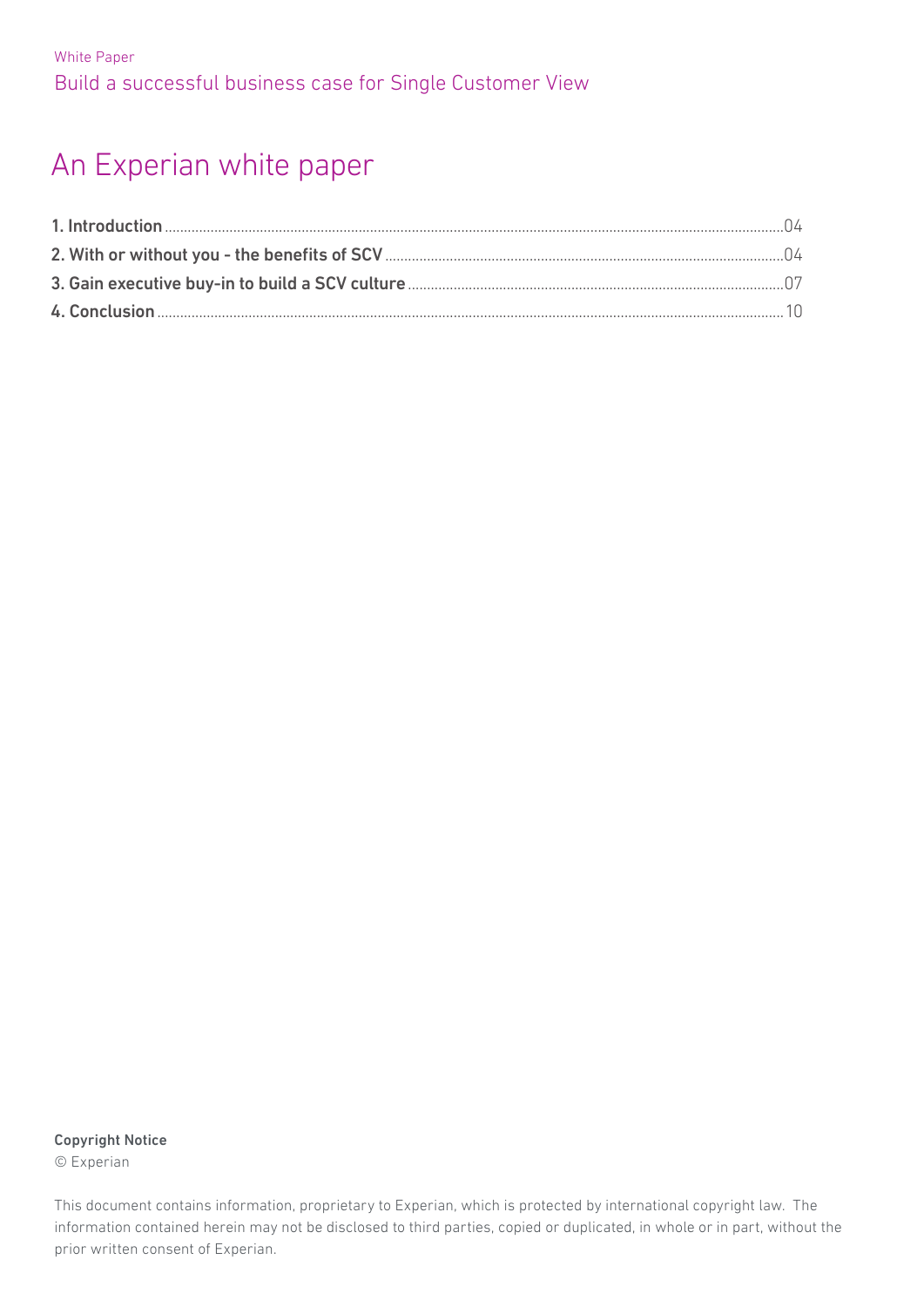White Paper

Build a successful business case for Single Customer View

# An Experian white paper

| | |
|---|---|
| **1. Introduction** | 04 |
| **2. With or without you - the benefits of SCV** | 04 |
| **3. Gain executive buy-in to build a SCV culture** | 07 |
| **4. Conclusion** | 10 |

**Copyright Notice**

© Experian

This document contains information, proprietary to Experian, which is protected by international copyright law. The information contained herein may not be disclosed to third parties, copied or duplicated, in whole or in part, without the prior written consent of Experian.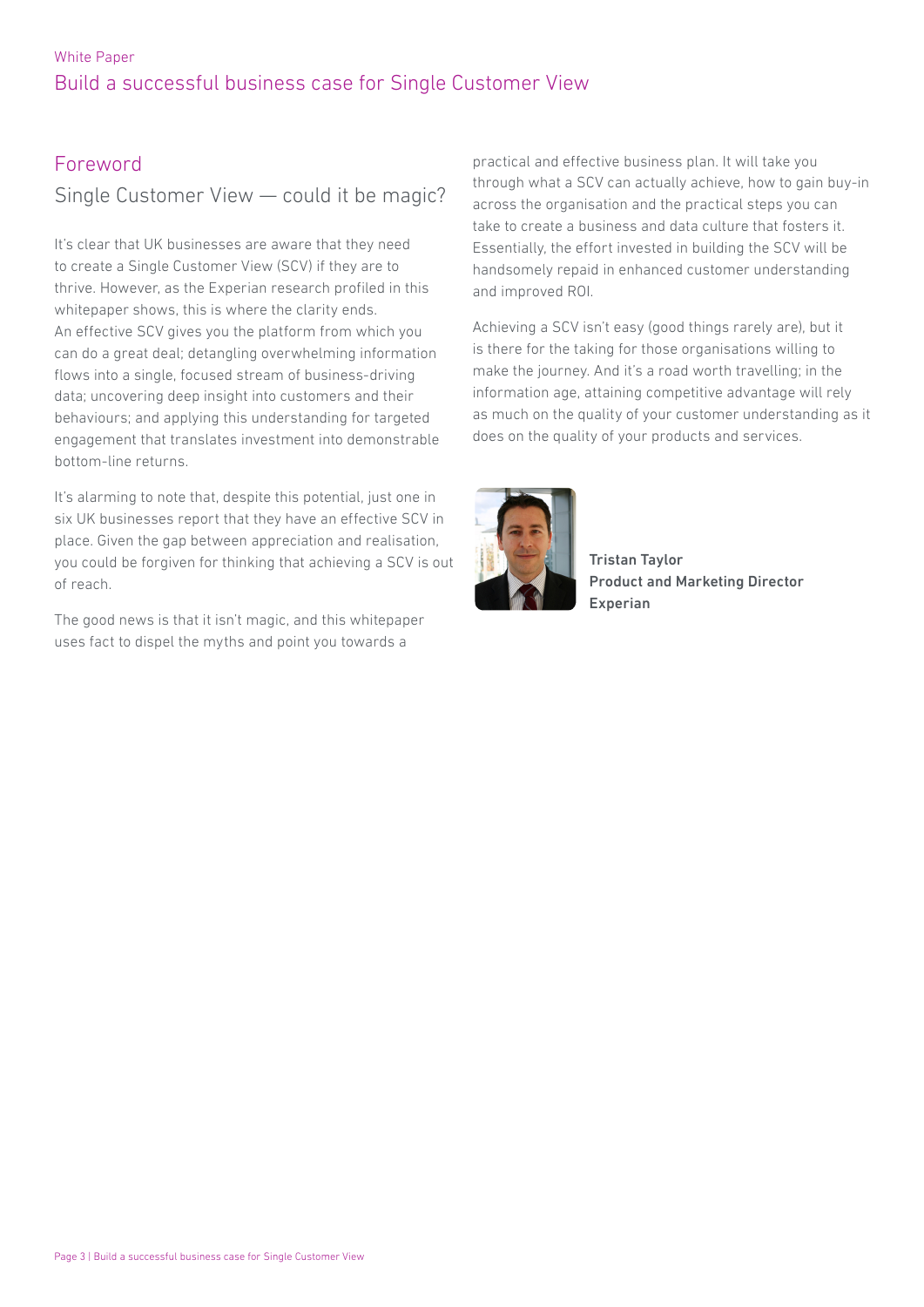## Foreword

### Single Customer View — could it be magic?

It's clear that UK businesses are aware that they need to create a Single Customer View (SCV) if they are to thrive. However, as the Experian research profiled in this whitepaper shows, this is where the clarity ends. An effective SCV gives you the platform from which you can do a great deal; detangling overwhelming information flows into a single, focused stream of business-driving data; uncovering deep insight into customers and their behaviours; and applying this understanding for targeted engagement that translates investment into demonstrable bottom-line returns.

It's alarming to note that, despite this potential, just one in six UK businesses report that they have an effective SCV in place. Given the gap between appreciation and realisation, you could be forgiven for thinking that achieving a SCV is out of reach.

The good news is that it isn't magic, and this whitepaper uses fact to dispel the myths and point you towards a practical and effective business plan. It will take you through what a SCV can actually achieve, how to gain buy-in across the organisation and the practical steps you can take to create a business and data culture that fosters it. Essentially, the effort invested in building the SCV will be handsomely repaid in enhanced customer understanding and improved ROI.

Achieving a SCV isn't easy (good things rarely are), but it is there for the taking for those organisations willing to make the journey. And it's a road worth travelling; in the information age, attaining competitive advantage will rely as much on the quality of your customer understanding as it does on the quality of your products and services.

**Tristan Taylor**
**Product and Marketing Director**
**Experian**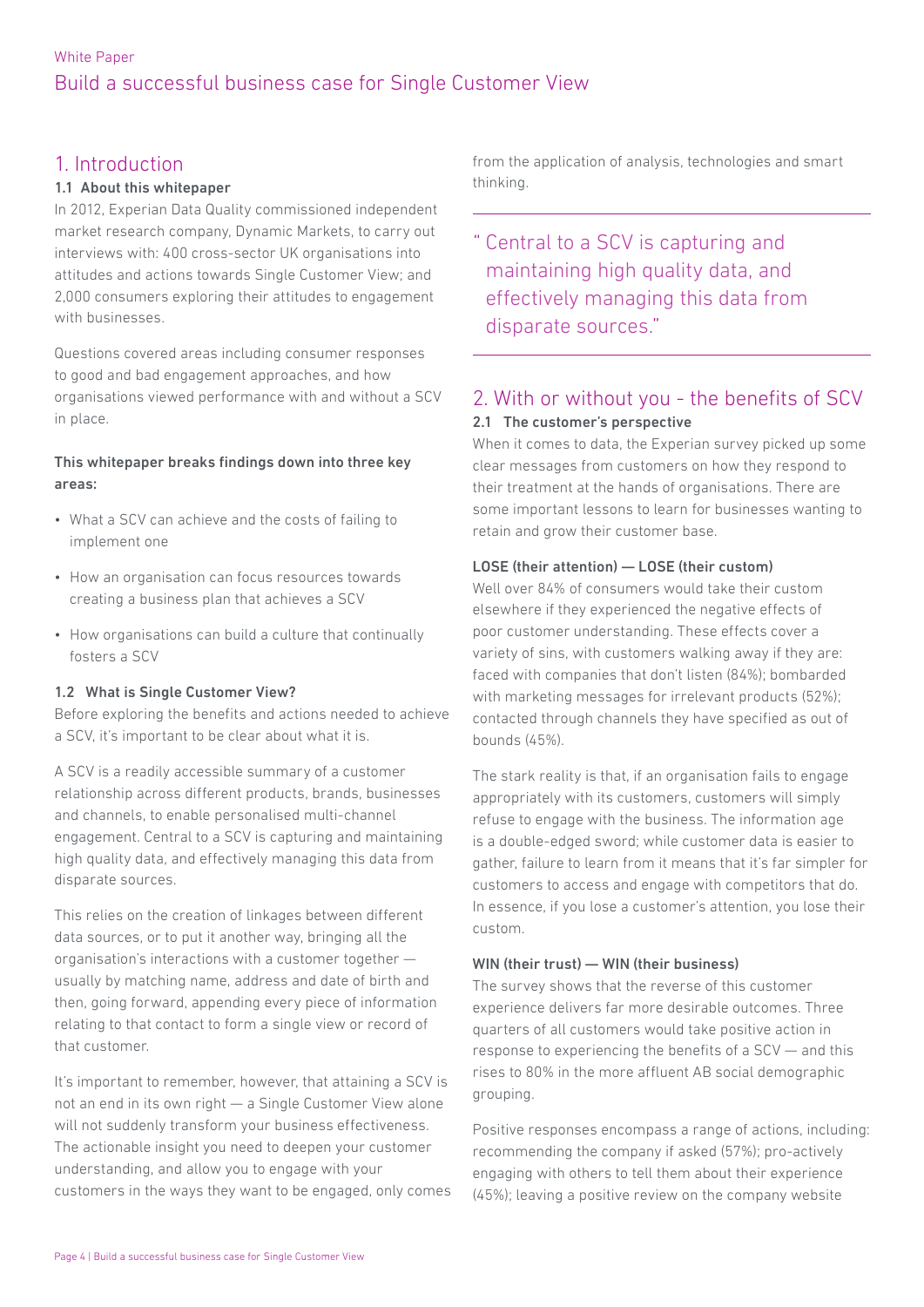## 1. Introduction

### 1.1 About this whitepaper

In 2012, Experian Data Quality commissioned independent market research company, Dynamic Markets, to carry out interviews with: 400 cross-sector UK organisations into attitudes and actions towards Single Customer View; and 2,000 consumers exploring their attitudes to engagement with businesses.

Questions covered areas including consumer responses to good and bad engagement approaches, and how organisations viewed performance with and without a SCV in place.

**This whitepaper breaks findings down into three key areas:**

- What a SCV can achieve and the costs of failing to implement one
- How an organisation can focus resources towards creating a business plan that achieves a SCV
- How organisations can build a culture that continually fosters a SCV

### 1.2 What is Single Customer View?

Before exploring the benefits and actions needed to achieve a SCV, it's important to be clear about what it is.

A SCV is a readily accessible summary of a customer relationship across different products, brands, businesses and channels, to enable personalised multi-channel engagement. Central to a SCV is capturing and maintaining high quality data, and effectively managing this data from disparate sources.

This relies on the creation of linkages between different data sources, or to put it another way, bringing all the organisation's interactions with a customer together — usually by matching name, address and date of birth and then, going forward, appending every piece of information relating to that contact to form a single view or record of that customer.

It's important to remember, however, that attaining a SCV is not an end in its own right — a Single Customer View alone will not suddenly transform your business effectiveness. The actionable insight you need to deepen your customer understanding, and allow you to engage with your customers in the ways they want to be engaged, only comes from the application of analysis, technologies and smart thinking.

> "Central to a SCV is capturing and maintaining high quality data, and effectively managing this data from disparate sources."

## 2. With or without you - the benefits of SCV

### 2.1 The customer's perspective

When it comes to data, the Experian survey picked up some clear messages from customers on how they respond to their treatment at the hands of organisations. There are some important lessons to learn for businesses wanting to retain and grow their customer base.

**LOSE (their attention) — LOSE (their custom)**

Well over 84% of consumers would take their custom elsewhere if they experienced the negative effects of poor customer understanding. These effects cover a variety of sins, with customers walking away if they are: faced with companies that don't listen (84%); bombarded with marketing messages for irrelevant products (52%); contacted through channels they have specified as out of bounds (45%).

The stark reality is that, if an organisation fails to engage appropriately with its customers, customers will simply refuse to engage with the business. The information age is a double-edged sword; while customer data is easier to gather, failure to learn from it means that it's far simpler for customers to access and engage with competitors that do. In essence, if you lose a customer's attention, you lose their custom.

**WIN (their trust) — WIN (their business)**

The survey shows that the reverse of this customer experience delivers far more desirable outcomes. Three quarters of all customers would take positive action in response to experiencing the benefits of a SCV — and this rises to 80% in the more affluent AB social demographic grouping.

Positive responses encompass a range of actions, including: recommending the company if asked (57%); pro-actively engaging with others to tell them about their experience (45%); leaving a positive review on the company website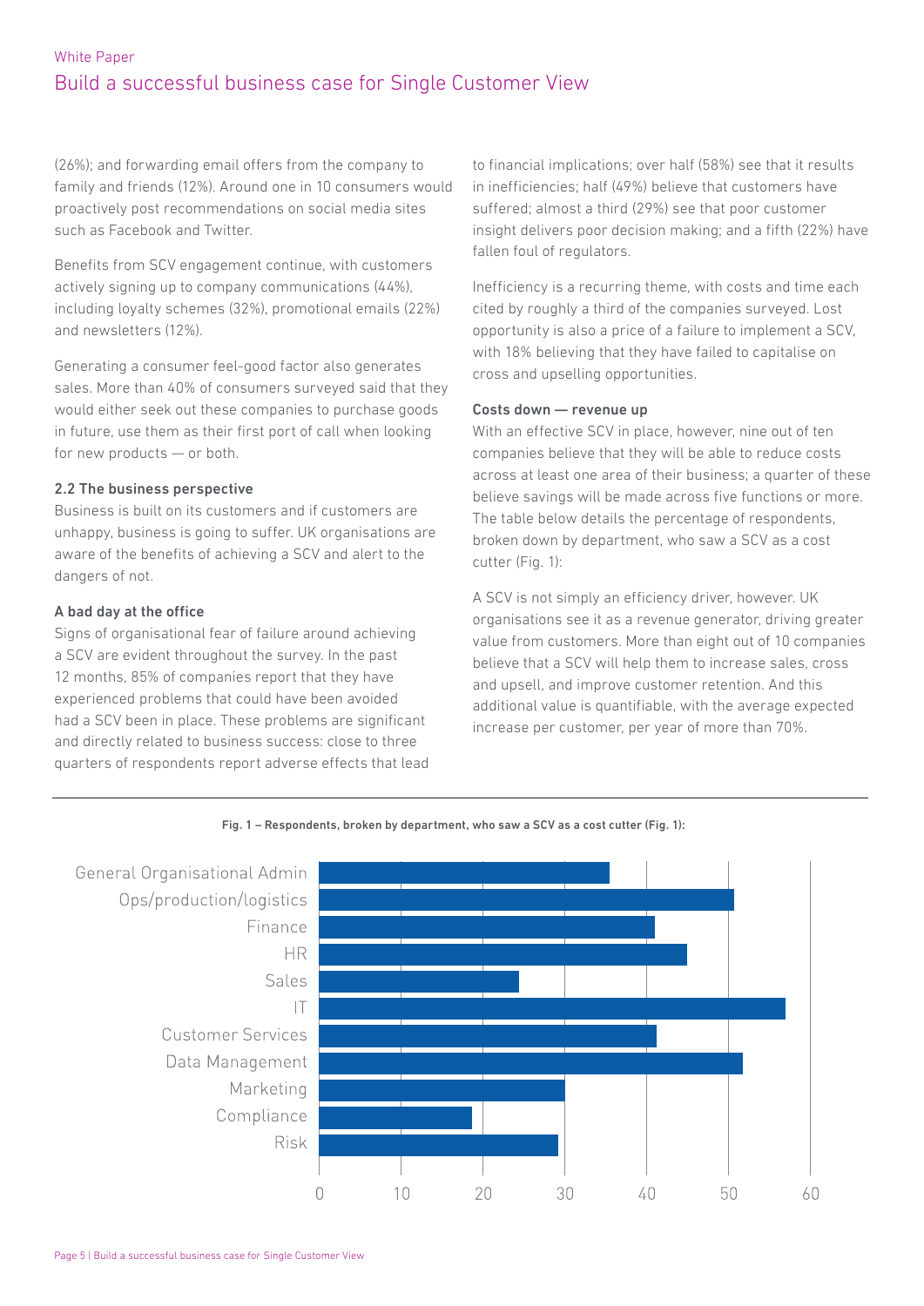(26%); and forwarding email offers from the company to family and friends (12%). Around one in 10 consumers would proactively post recommendations on social media sites such as Facebook and Twitter.

Benefits from SCV engagement continue, with customers actively signing up to company communications (44%), including loyalty schemes (32%), promotional emails (22%) and newsletters (12%).

Generating a consumer feel-good factor also generates sales. More than 40% of consumers surveyed said that they would either seek out these companies to purchase goods in future, use them as their first port of call when looking for new products — or both.

### 2.2 The business perspective

Business is built on its customers and if customers are unhappy, business is going to suffer. UK organisations are aware of the benefits of achieving a SCV and alert to the dangers of not.

#### A bad day at the office

Signs of organisational fear of failure around achieving a SCV are evident throughout the survey. In the past 12 months, 85% of companies report that they have experienced problems that could have been avoided had a SCV been in place. These problems are significant and directly related to business success: close to three quarters of respondents report adverse effects that lead to financial implications; over half (58%) see that it results in inefficiencies; half (49%) believe that customers have suffered; almost a third (29%) see that poor customer insight delivers poor decision making; and a fifth (22%) have fallen foul of regulators.

Inefficiency is a recurring theme, with costs and time each cited by roughly a third of the companies surveyed. Lost opportunity is also a price of a failure to implement a SCV, with 18% believing that they have failed to capitalise on cross and upselling opportunities.

#### Costs down — revenue up

With an effective SCV in place, however, nine out of ten companies believe that they will be able to reduce costs across at least one area of their business; a quarter of these believe savings will be made across five functions or more. The table below details the percentage of respondents, broken down by department, who saw a SCV as a cost cutter (Fig. 1):

A SCV is not simply an efficiency driver, however. UK organisations see it as a revenue generator, driving greater value from customers. More than eight out of 10 companies believe that a SCV will help them to increase sales, cross and upsell, and improve customer retention. And this additional value is quantifiable, with the average expected increase per customer, per year of more than 70%.

**Fig. 1 – Respondents, broken by department, who saw a SCV as a cost cutter (Fig. 1):**

| Department | Approx. value |
|---|---|
| General Organisational Admin | 35.5 |
| Ops/production/logistics | 50.5 |
| Finance | 41 |
| HR | 45 |
| Sales | 24.5 |
| IT | 57 |
| Customer Services | 41 |
| Data Management | 52 |
| Marketing | 30 |
| Compliance | 18.5 |
| Risk | 29 |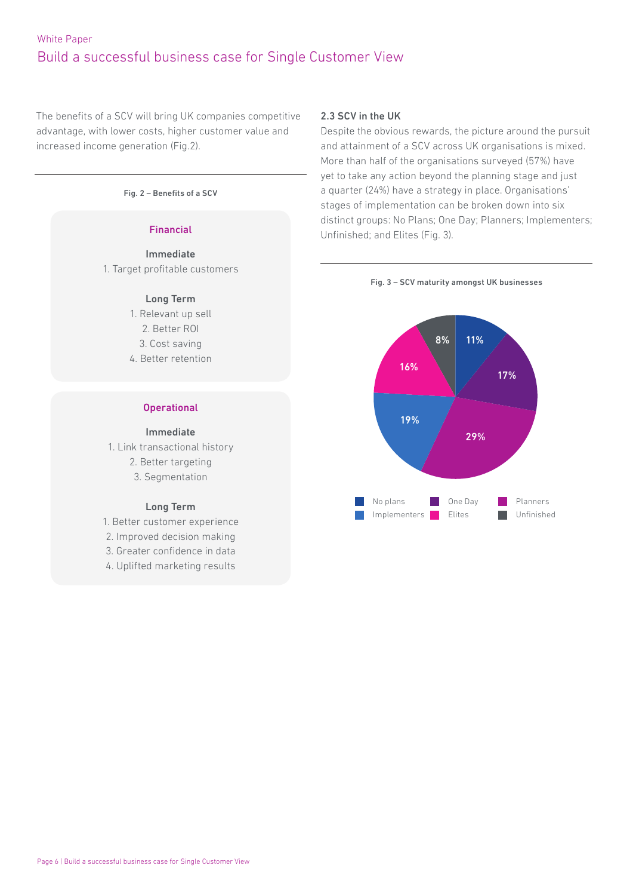The benefits of a SCV will bring UK companies competitive advantage, with lower costs, higher customer value and increased income generation (Fig.2).

**Fig. 2 – Benefits of a SCV**

**Financial**

**Immediate**

1. Target profitable customers

**Long Term**

1. Relevant up sell
2. Better ROI
3. Cost saving
4. Better retention

**Operational**

**Immediate**

1. Link transactional history
2. Better targeting
3. Segmentation

**Long Term**

1. Better customer experience
2. Improved decision making
3. Greater confidence in data
4. Uplifted marketing results

### 2.3 SCV in the UK

Despite the obvious rewards, the picture around the pursuit and attainment of a SCV across UK organisations is mixed. More than half of the organisations surveyed (57%) have yet to take any action beyond the planning stage and just a quarter (24%) have a strategy in place. Organisations' stages of implementation can be broken down into six distinct groups: No Plans; One Day; Planners; Implementers; Unfinished; and Elites (Fig. 3).

**Fig. 3 – SCV maturity amongst UK businesses**

| Group | Share |
| --- | --- |
| No plans | 11% |
| One Day | 17% |
| Planners | 29% |
| Implementers | 19% |
| Elites | 16% |
| Unfinished | 8% |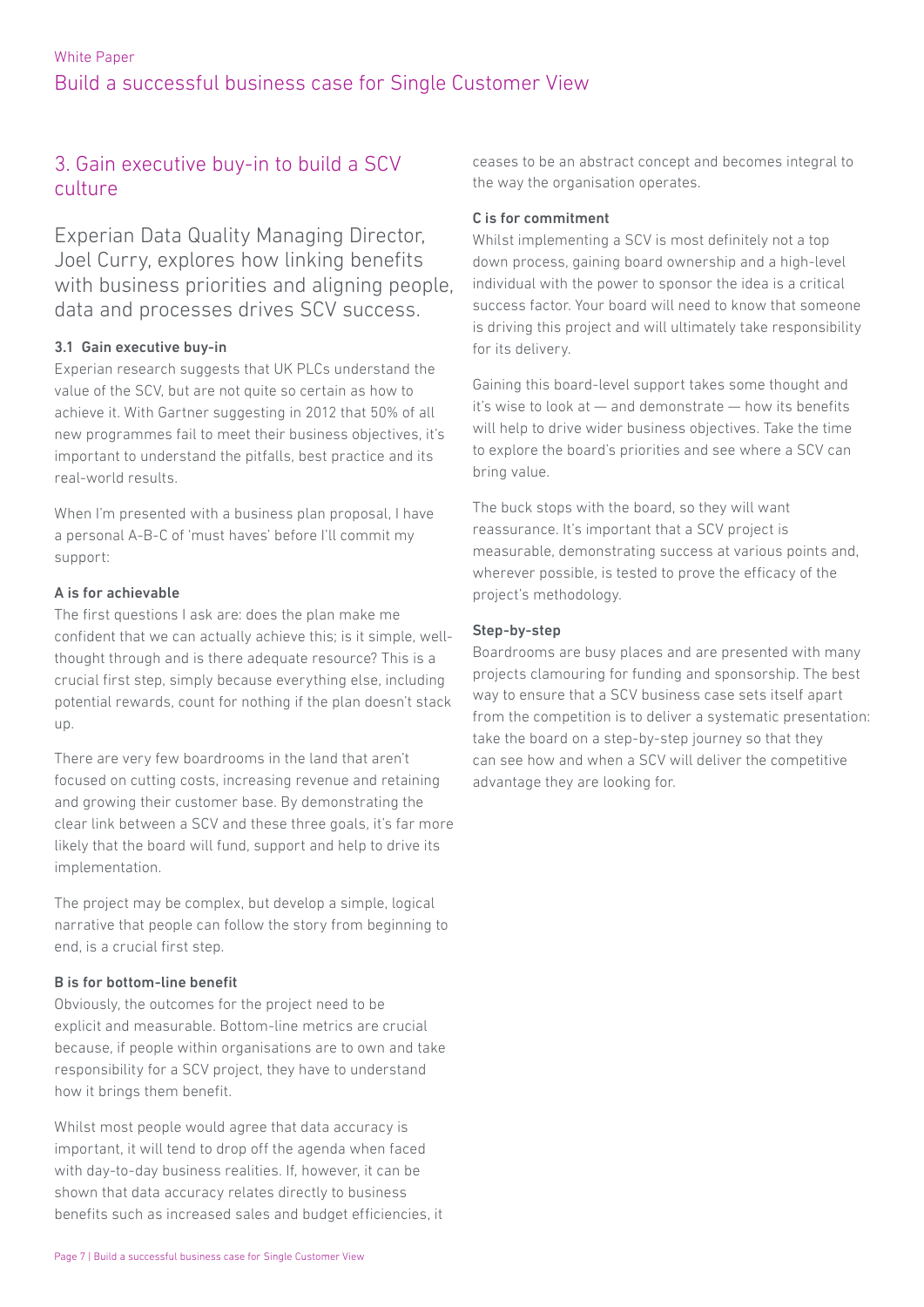## 3. Gain executive buy-in to build a SCV culture

Experian Data Quality Managing Director, Joel Curry, explores how linking benefits with business priorities and aligning people, data and processes drives SCV success.

### 3.1 Gain executive buy-in

Experian research suggests that UK PLCs understand the value of the SCV, but are not quite so certain as how to achieve it. With Gartner suggesting in 2012 that 50% of all new programmes fail to meet their business objectives, it's important to understand the pitfalls, best practice and its real-world results.

When I'm presented with a business plan proposal, I have a personal A-B-C of 'must haves' before I'll commit my support:

#### A is for achievable

The first questions I ask are: does the plan make me confident that we can actually achieve this; is it simple, well-thought through and is there adequate resource? This is a crucial first step, simply because everything else, including potential rewards, count for nothing if the plan doesn't stack up.

There are very few boardrooms in the land that aren't focused on cutting costs, increasing revenue and retaining and growing their customer base. By demonstrating the clear link between a SCV and these three goals, it's far more likely that the board will fund, support and help to drive its implementation.

The project may be complex, but develop a simple, logical narrative that people can follow the story from beginning to end, is a crucial first step.

#### B is for bottom-line benefit

Obviously, the outcomes for the project need to be explicit and measurable. Bottom-line metrics are crucial because, if people within organisations are to own and take responsibility for a SCV project, they have to understand how it brings them benefit.

Whilst most people would agree that data accuracy is important, it will tend to drop off the agenda when faced with day-to-day business realities. If, however, it can be shown that data accuracy relates directly to business benefits such as increased sales and budget efficiencies, it ceases to be an abstract concept and becomes integral to the way the organisation operates.

#### C is for commitment

Whilst implementing a SCV is most definitely not a top down process, gaining board ownership and a high-level individual with the power to sponsor the idea is a critical success factor. Your board will need to know that someone is driving this project and will ultimately take responsibility for its delivery.

Gaining this board-level support takes some thought and it's wise to look at — and demonstrate — how its benefits will help to drive wider business objectives. Take the time to explore the board's priorities and see where a SCV can bring value.

The buck stops with the board, so they will want reassurance. It's important that a SCV project is measurable, demonstrating success at various points and, wherever possible, is tested to prove the efficacy of the project's methodology.

#### Step-by-step

Boardrooms are busy places and are presented with many projects clamouring for funding and sponsorship. The best way to ensure that a SCV business case sets itself apart from the competition is to deliver a systematic presentation: take the board on a step-by-step journey so that they can see how and when a SCV will deliver the competitive advantage they are looking for.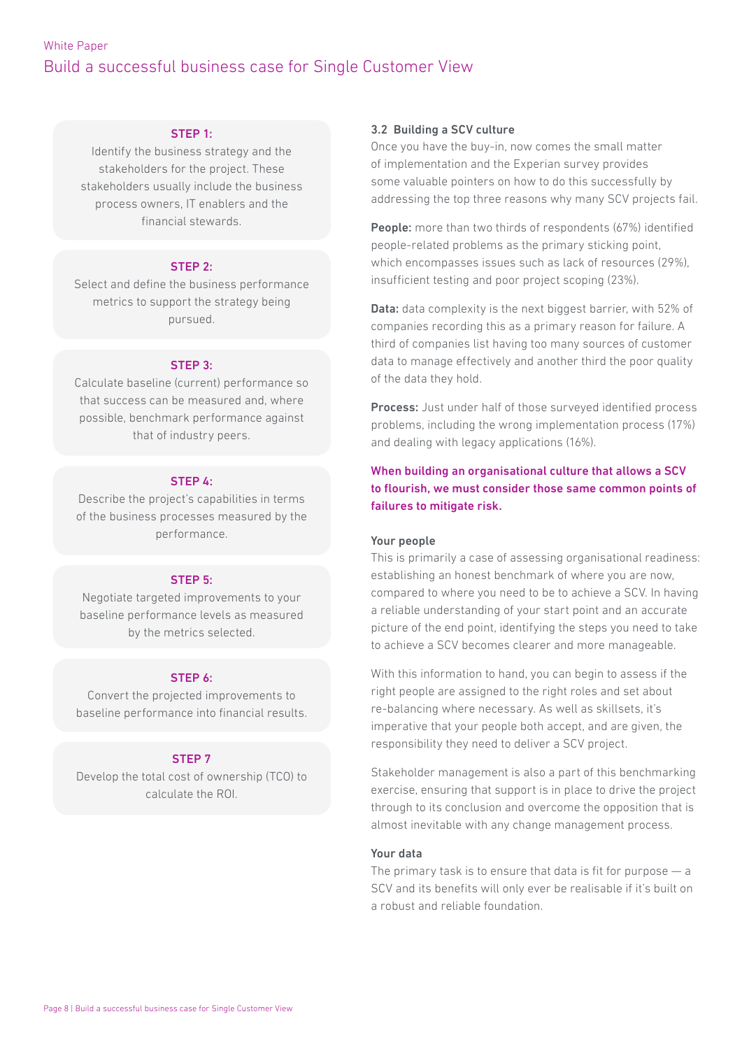**STEP 1:**
Identify the business strategy and the stakeholders for the project. These stakeholders usually include the business process owners, IT enablers and the financial stewards.

**STEP 2:**
Select and define the business performance metrics to support the strategy being pursued.

**STEP 3:**
Calculate baseline (current) performance so that success can be measured and, where possible, benchmark performance against that of industry peers.

**STEP 4:**
Describe the project's capabilities in terms of the business processes measured by the performance.

**STEP 5:**
Negotiate targeted improvements to your baseline performance levels as measured by the metrics selected.

**STEP 6:**
Convert the projected improvements to baseline performance into financial results.

**STEP 7**
Develop the total cost of ownership (TCO) to calculate the ROI.

### 3.2 Building a SCV culture

Once you have the buy-in, now comes the small matter of implementation and the Experian survey provides some valuable pointers on how to do this successfully by addressing the top three reasons why many SCV projects fail.

**People:** more than two thirds of respondents (67%) identified people-related problems as the primary sticking point, which encompasses issues such as lack of resources (29%), insufficient testing and poor project scoping (23%).

**Data:** data complexity is the next biggest barrier, with 52% of companies recording this as a primary reason for failure. A third of companies list having too many sources of customer data to manage effectively and another third the poor quality of the data they hold.

**Process:** Just under half of those surveyed identified process problems, including the wrong implementation process (17%) and dealing with legacy applications (16%).

**When building an organisational culture that allows a SCV to flourish, we must consider those same common points of failures to mitigate risk.**

#### Your people

This is primarily a case of assessing organisational readiness: establishing an honest benchmark of where you are now, compared to where you need to be to achieve a SCV. In having a reliable understanding of your start point and an accurate picture of the end point, identifying the steps you need to take to achieve a SCV becomes clearer and more manageable.

With this information to hand, you can begin to assess if the right people are assigned to the right roles and set about re-balancing where necessary. As well as skillsets, it's imperative that your people both accept, and are given, the responsibility they need to deliver a SCV project.

Stakeholder management is also a part of this benchmarking exercise, ensuring that support is in place to drive the project through to its conclusion and overcome the opposition that is almost inevitable with any change management process.

#### Your data

The primary task is to ensure that data is fit for purpose — a SCV and its benefits will only ever be realisable if it's built on a robust and reliable foundation.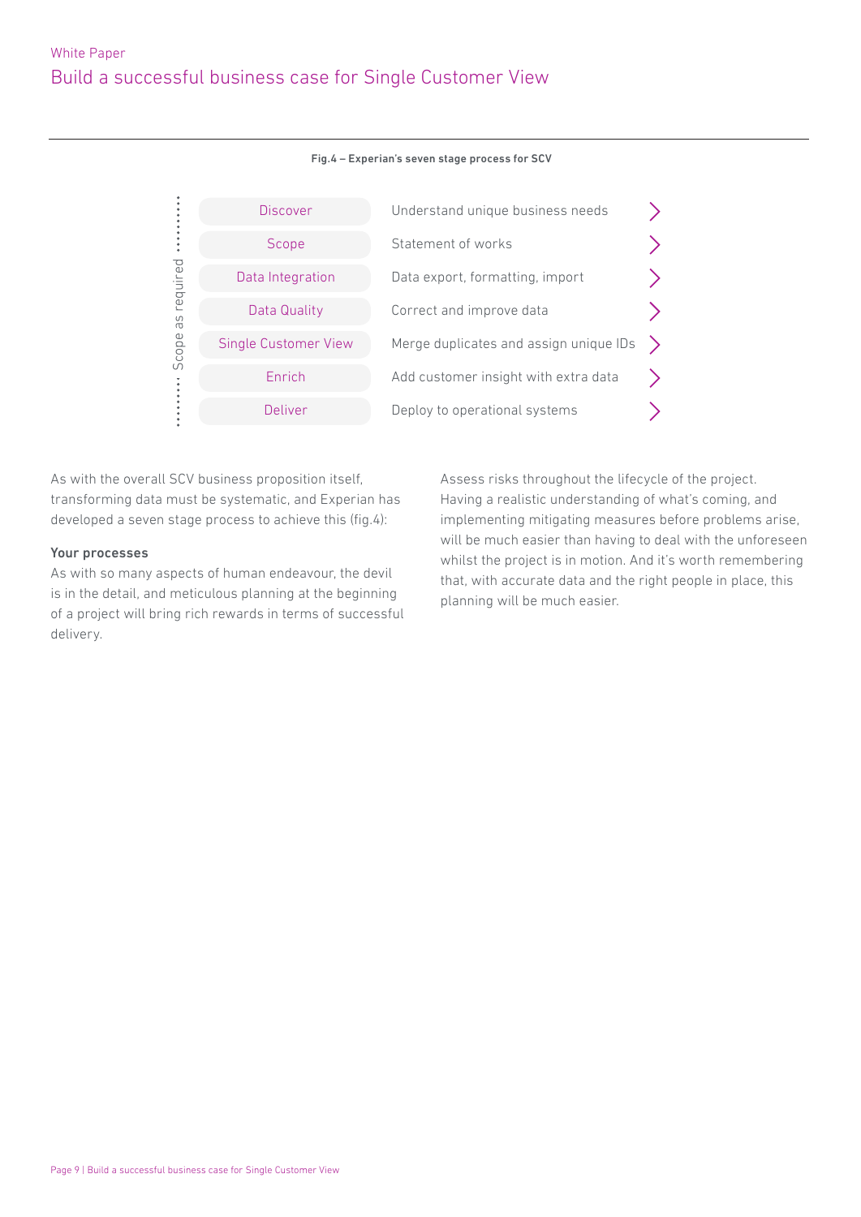**Fig.4 – Experian's seven stage process for SCV**

*Scope as required*

| Stage | Description |
|---|---|
| Discover | Understand unique business needs |
| Scope | Statement of works |
| Data Integration | Data export, formatting, import |
| Data Quality | Correct and improve data |
| Single Customer View | Merge duplicates and assign unique IDs |
| Enrich | Add customer insight with extra data |
| Deliver | Deploy to operational systems |

As with the overall SCV business proposition itself, transforming data must be systematic, and Experian has developed a seven stage process to achieve this (fig.4):

**Your processes**

As with so many aspects of human endeavour, the devil is in the detail, and meticulous planning at the beginning of a project will bring rich rewards in terms of successful delivery.

Assess risks throughout the lifecycle of the project. Having a realistic understanding of what's coming, and implementing mitigating measures before problems arise, will be much easier than having to deal with the unforeseen whilst the project is in motion. And it's worth remembering that, with accurate data and the right people in place, this planning will be much easier.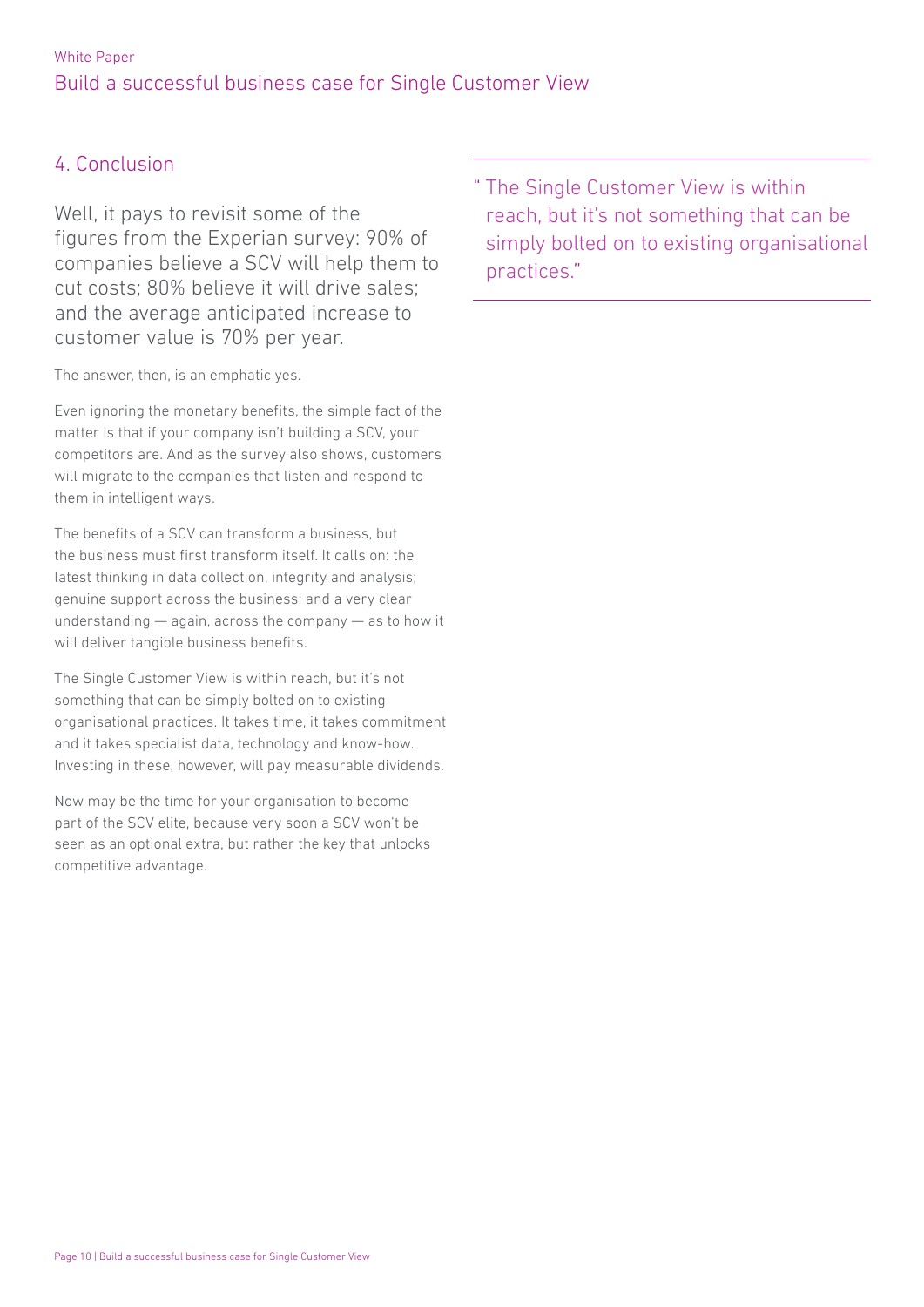## 4. Conclusion

Well, it pays to revisit some of the figures from the Experian survey: 90% of companies believe a SCV will help them to cut costs; 80% believe it will drive sales; and the average anticipated increase to customer value is 70% per year.

The answer, then, is an emphatic yes.

Even ignoring the monetary benefits, the simple fact of the matter is that if your company isn't building a SCV, your competitors are. And as the survey also shows, customers will migrate to the companies that listen and respond to them in intelligent ways.

The benefits of a SCV can transform a business, but the business must first transform itself. It calls on: the latest thinking in data collection, integrity and analysis; genuine support across the business; and a very clear understanding — again, across the company — as to how it will deliver tangible business benefits.

The Single Customer View is within reach, but it's not something that can be simply bolted on to existing organisational practices. It takes time, it takes commitment and it takes specialist data, technology and know-how. Investing in these, however, will pay measurable dividends.

Now may be the time for your organisation to become part of the SCV elite, because very soon a SCV won't be seen as an optional extra, but rather the key that unlocks competitive advantage.

> "The Single Customer View is within reach, but it's not something that can be simply bolted on to existing organisational practices."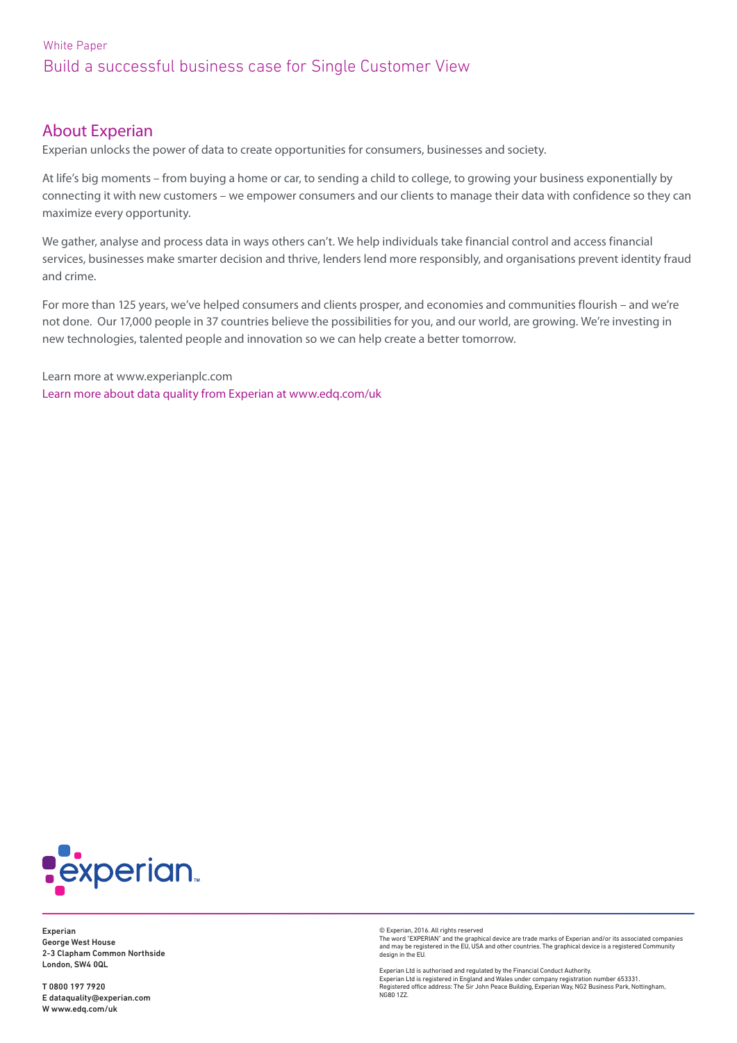## About Experian

Experian unlocks the power of data to create opportunities for consumers, businesses and society.

At life's big moments – from buying a home or car, to sending a child to college, to growing your business exponentially by connecting it with new customers – we empower consumers and our clients to manage their data with confidence so they can maximize every opportunity.

We gather, analyse and process data in ways others can't. We help individuals take financial control and access financial services, businesses make smarter decision and thrive, lenders lend more responsibly, and organisations prevent identity fraud and crime.

For more than 125 years, we've helped consumers and clients prosper, and economies and communities flourish – and we're not done. Our 17,000 people in 37 countries believe the possibilities for you, and our world, are growing. We're investing in new technologies, talented people and innovation so we can help create a better tomorrow.

Learn more at www.experianplc.com
Learn more about data quality from Experian at www.edq.com/uk

Experian
George West House
2-3 Clapham Common Northside
London, SW4 0QL

T 0800 197 7920
E dataquality@experian.com
W www.edq.com/uk

© Experian, 2016. All rights reserved
The word "EXPERIAN" and the graphical device are trade marks of Experian and/or its associated companies and may be registered in the EU, USA and other countries. The graphical device is a registered Community design in the EU.

Experian Ltd is authorised and regulated by the Financial Conduct Authority.
Experian Ltd is registered in England and Wales under company registration number 653331.
Registered office address: The Sir John Peace Building, Experian Way, NG2 Business Park, Nottingham, NG80 1ZZ.